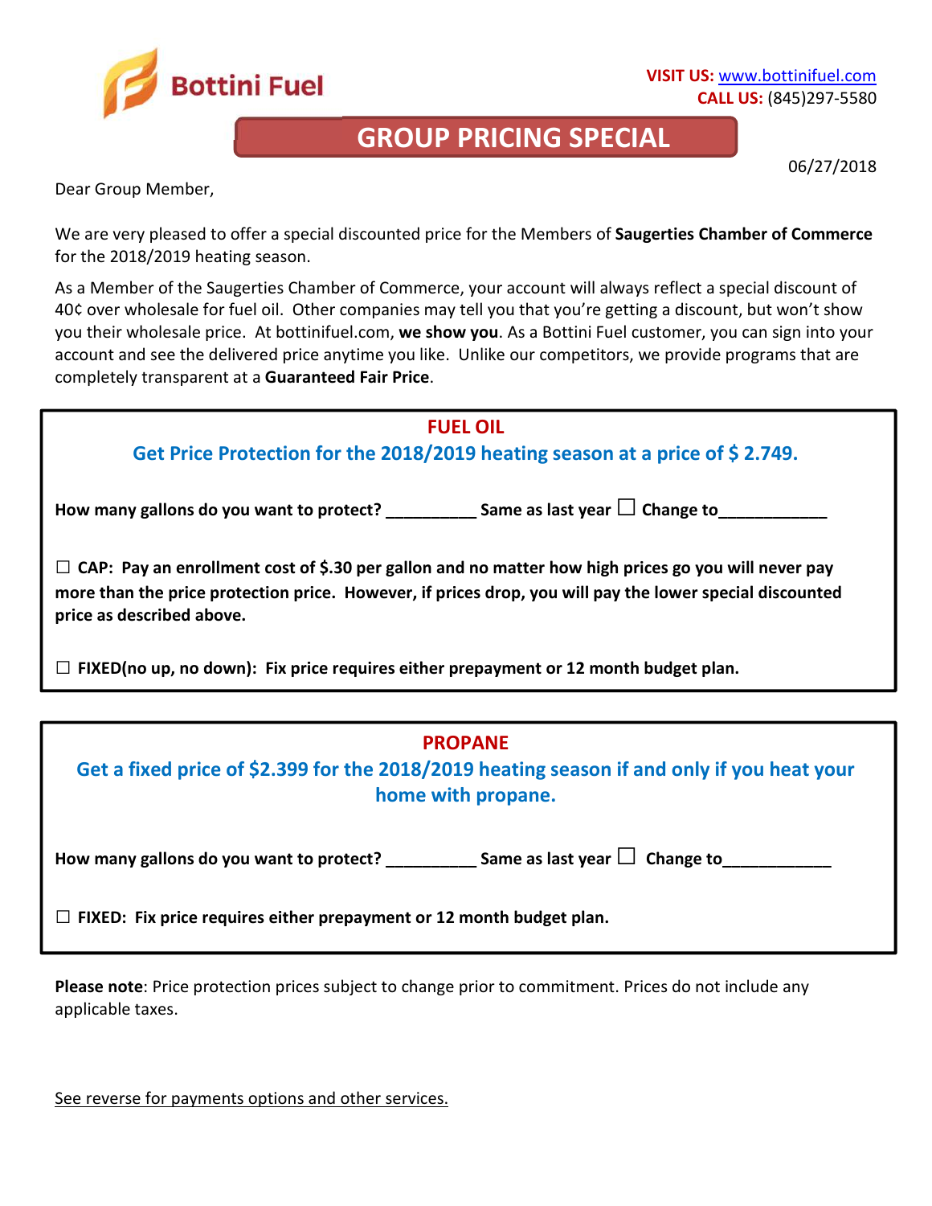Bottini Fuel

**VISIT US:** www.bottinifuel.com
**CALL US:** (845)297-5580

# GROUP PRICING SPECIAL

06/27/2018

Dear Group Member,

We are very pleased to offer a special discounted price for the Members of **Saugerties Chamber of Commerce** for the 2018/2019 heating season.

As a Member of the Saugerties Chamber of Commerce, your account will always reflect a special discount of 40¢ over wholesale for fuel oil. Other companies may tell you that you're getting a discount, but won't show you their wholesale price. At bottinifuel.com, **we show you**. As a Bottini Fuel customer, you can sign into your account and see the delivered price anytime you like. Unlike our competitors, we provide programs that are completely transparent at a **Guaranteed Fair Price**.

## FUEL OIL

### Get Price Protection for the 2018/2019 heating season at a price of $ 2.749.

**How many gallons do you want to protect? __________ Same as last year ☐ Change to____________**

☐ **CAP: Pay an enrollment cost of $.30 per gallon and no matter how high prices go you will never pay more than the price protection price. However, if prices drop, you will pay the lower special discounted price as described above.**

☐ **FIXED(no up, no down): Fix price requires either prepayment or 12 month budget plan.**

## PROPANE

### Get a fixed price of $2.399 for the 2018/2019 heating season if and only if you heat your home with propane.

**How many gallons do you want to protect? __________ Same as last year ☐ Change to____________**

☐ **FIXED: Fix price requires either prepayment or 12 month budget plan.**

**Please note**: Price protection prices subject to change prior to commitment. Prices do not include any applicable taxes.

See reverse for payments options and other services.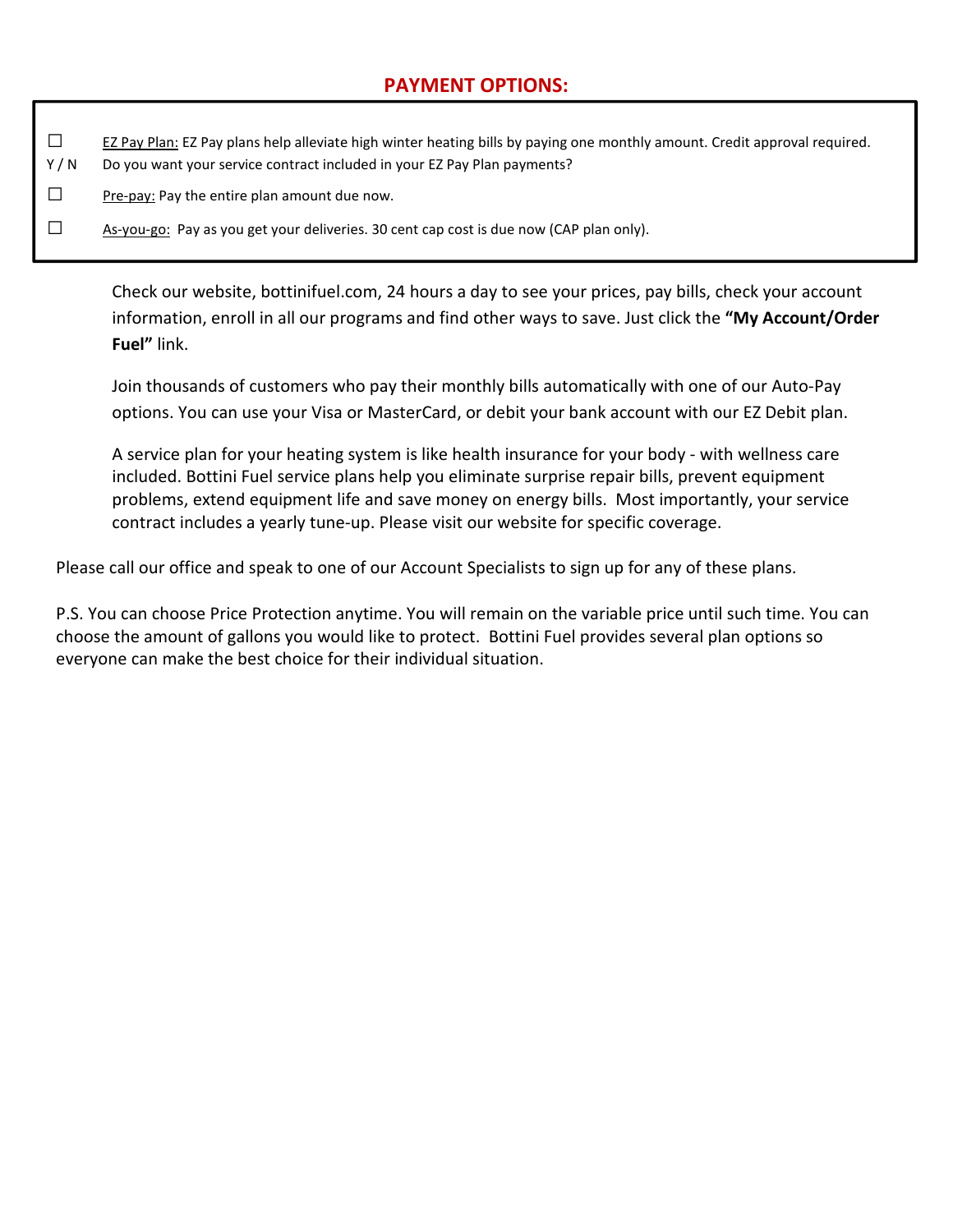## PAYMENT OPTIONS:

☐ EZ Pay Plan: EZ Pay plans help alleviate high winter heating bills by paying one monthly amount. Credit approval required.

Y / N Do you want your service contract included in your EZ Pay Plan payments?

☐ Pre-pay: Pay the entire plan amount due now.

☐ As-you-go: Pay as you get your deliveries. 30 cent cap cost is due now (CAP plan only).

Check our website, bottinifuel.com, 24 hours a day to see your prices, pay bills, check your account information, enroll in all our programs and find other ways to save. Just click the **"My Account/Order Fuel"** link.

Join thousands of customers who pay their monthly bills automatically with one of our Auto-Pay options. You can use your Visa or MasterCard, or debit your bank account with our EZ Debit plan.

A service plan for your heating system is like health insurance for your body - with wellness care included. Bottini Fuel service plans help you eliminate surprise repair bills, prevent equipment problems, extend equipment life and save money on energy bills. Most importantly, your service contract includes a yearly tune-up. Please visit our website for specific coverage.

Please call our office and speak to one of our Account Specialists to sign up for any of these plans.

P.S. You can choose Price Protection anytime. You will remain on the variable price until such time. You can choose the amount of gallons you would like to protect. Bottini Fuel provides several plan options so everyone can make the best choice for their individual situation.